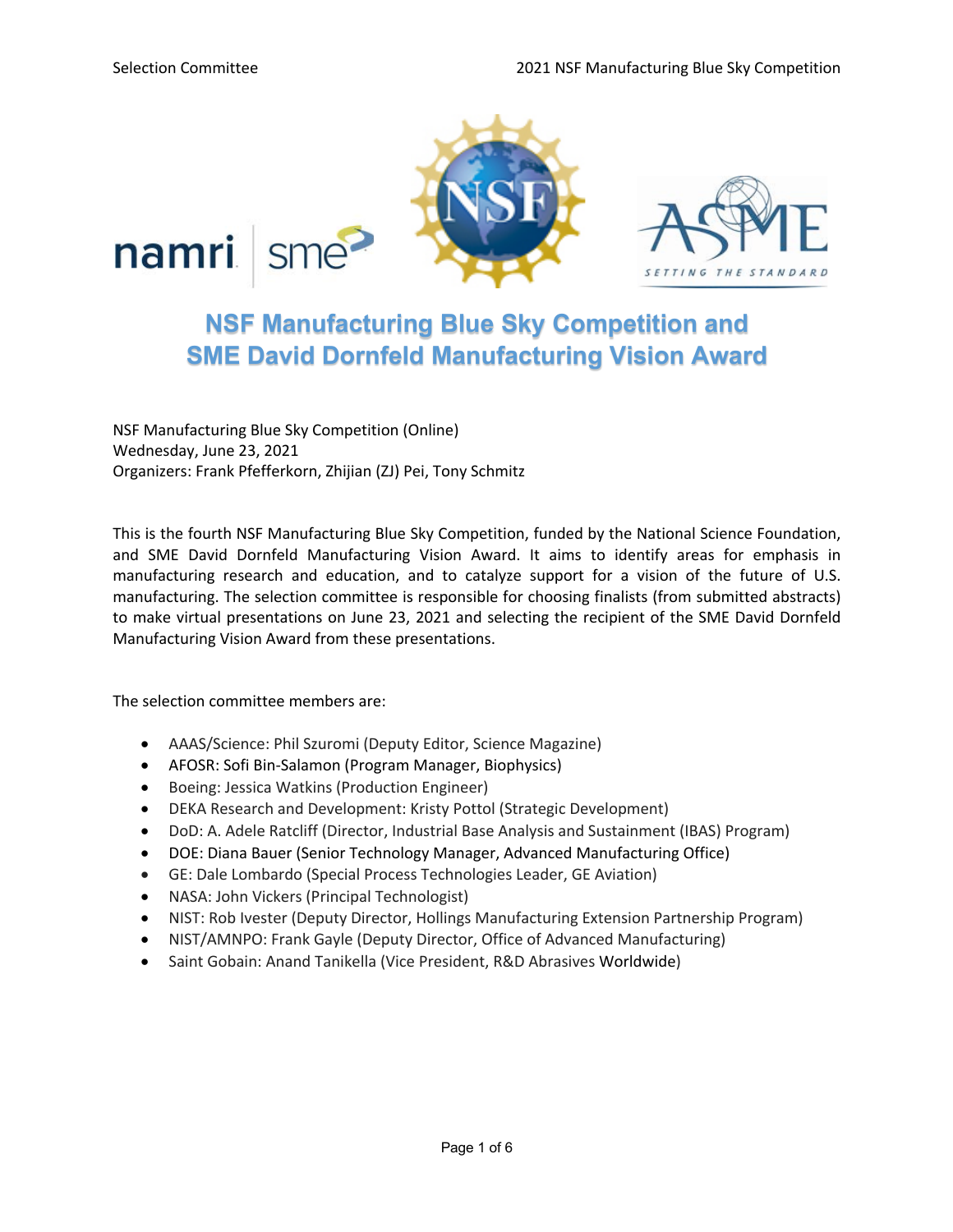# NSF Manufacturing Blue Sky Competition and SME David Dornfeld Manufacturing Vision Award

NSF Manufacturing Blue Sky Competition (Online)
Wednesday, June 23, 2021
Organizers: Frank Pfefferkorn, Zhijian (ZJ) Pei, Tony Schmitz

This is the fourth NSF Manufacturing Blue Sky Competition, funded by the National Science Foundation, and SME David Dornfeld Manufacturing Vision Award. It aims to identify areas for emphasis in manufacturing research and education, and to catalyze support for a vision of the future of U.S. manufacturing. The selection committee is responsible for choosing finalists (from submitted abstracts) to make virtual presentations on June 23, 2021 and selecting the recipient of the SME David Dornfeld Manufacturing Vision Award from these presentations.

The selection committee members are:

- AAAS/Science: Phil Szuromi (Deputy Editor, Science Magazine)
- AFOSR: Sofi Bin-Salamon (Program Manager, Biophysics)
- Boeing: Jessica Watkins (Production Engineer)
- DEKA Research and Development: Kristy Pottol (Strategic Development)
- DoD: A. Adele Ratcliff (Director, Industrial Base Analysis and Sustainment (IBAS) Program)
- DOE: Diana Bauer (Senior Technology Manager, Advanced Manufacturing Office)
- GE: Dale Lombardo (Special Process Technologies Leader, GE Aviation)
- NASA: John Vickers (Principal Technologist)
- NIST: Rob Ivester (Deputy Director, Hollings Manufacturing Extension Partnership Program)
- NIST/AMNPO: Frank Gayle (Deputy Director, Office of Advanced Manufacturing)
- Saint Gobain: Anand Tanikella (Vice President, R&D Abrasives Worldwide)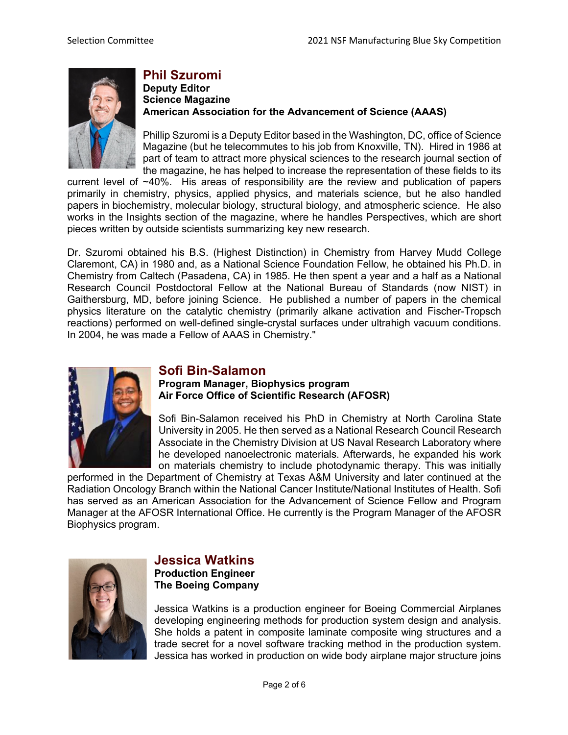## Phil Szuromi

**Deputy Editor**
**Science Magazine**
**American Association for the Advancement of Science (AAAS)**

Phillip Szuromi is a Deputy Editor based in the Washington, DC, office of Science Magazine (but he telecommutes to his job from Knoxville, TN). Hired in 1986 at part of team to attract more physical sciences to the research journal section of the magazine, he has helped to increase the representation of these fields to its current level of ~40%. His areas of responsibility are the review and publication of papers primarily in chemistry, physics, applied physics, and materials science, but he also handled papers in biochemistry, molecular biology, structural biology, and atmospheric science. He also works in the Insights section of the magazine, where he handles Perspectives, which are short pieces written by outside scientists summarizing key new research.

Dr. Szuromi obtained his B.S. (Highest Distinction) in Chemistry from Harvey Mudd College Claremont, CA) in 1980 and, as a National Science Foundation Fellow, he obtained his Ph.D. in Chemistry from Caltech (Pasadena, CA) in 1985. He then spent a year and a half as a National Research Council Postdoctoral Fellow at the National Bureau of Standards (now NIST) in Gaithersburg, MD, before joining Science. He published a number of papers in the chemical physics literature on the catalytic chemistry (primarily alkane activation and Fischer-Tropsch reactions) performed on well-defined single-crystal surfaces under ultrahigh vacuum conditions. In 2004, he was made a Fellow of AAAS in Chemistry."

## Sofi Bin-Salamon

**Program Manager, Biophysics program**
**Air Force Office of Scientific Research (AFOSR)**

Sofi Bin-Salamon received his PhD in Chemistry at North Carolina State University in 2005. He then served as a National Research Council Research Associate in the Chemistry Division at US Naval Research Laboratory where he developed nanoelectronic materials. Afterwards, he expanded his work on materials chemistry to include photodynamic therapy. This was initially performed in the Department of Chemistry at Texas A&M University and later continued at the Radiation Oncology Branch within the National Cancer Institute/National Institutes of Health. Sofi has served as an American Association for the Advancement of Science Fellow and Program Manager at the AFOSR International Office. He currently is the Program Manager of the AFOSR Biophysics program.

## Jessica Watkins

**Production Engineer**
**The Boeing Company**

Jessica Watkins is a production engineer for Boeing Commercial Airplanes developing engineering methods for production system design and analysis. She holds a patent in composite laminate composite wing structures and a trade secret for a novel software tracking method in the production system. Jessica has worked in production on wide body airplane major structure joins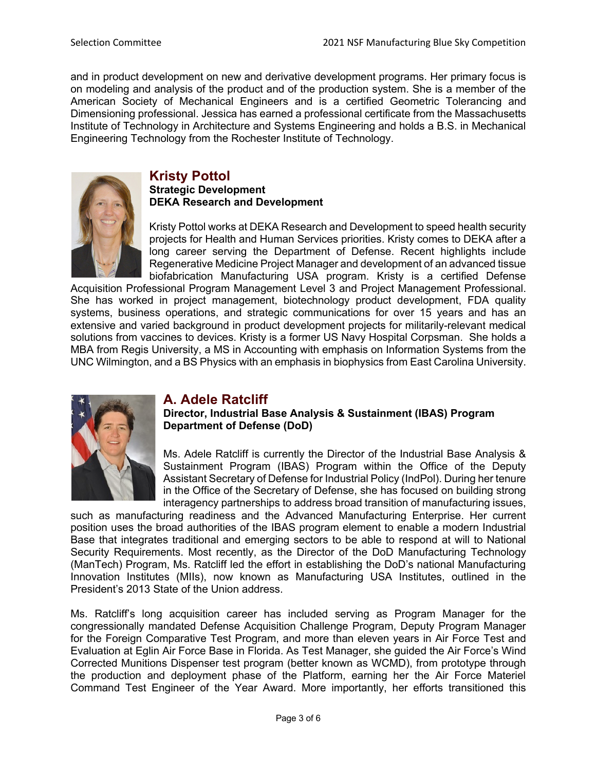and in product development on new and derivative development programs. Her primary focus is on modeling and analysis of the product and of the production system. She is a member of the American Society of Mechanical Engineers and is a certified Geometric Tolerancing and Dimensioning professional. Jessica has earned a professional certificate from the Massachusetts Institute of Technology in Architecture and Systems Engineering and holds a B.S. in Mechanical Engineering Technology from the Rochester Institute of Technology.

## Kristy Pottol

**Strategic Development**
**DEKA Research and Development**

Kristy Pottol works at DEKA Research and Development to speed health security projects for Health and Human Services priorities. Kristy comes to DEKA after a long career serving the Department of Defense. Recent highlights include Regenerative Medicine Project Manager and development of an advanced tissue biofabrication Manufacturing USA program. Kristy is a certified Defense Acquisition Professional Program Management Level 3 and Project Management Professional. She has worked in project management, biotechnology product development, FDA quality systems, business operations, and strategic communications for over 15 years and has an extensive and varied background in product development projects for militarily-relevant medical solutions from vaccines to devices. Kristy is a former US Navy Hospital Corpsman. She holds a MBA from Regis University, a MS in Accounting with emphasis on Information Systems from the UNC Wilmington, and a BS Physics with an emphasis in biophysics from East Carolina University.

## A. Adele Ratcliff

**Director, Industrial Base Analysis & Sustainment (IBAS) Program**
**Department of Defense (DoD)**

Ms. Adele Ratcliff is currently the Director of the Industrial Base Analysis & Sustainment Program (IBAS) Program within the Office of the Deputy Assistant Secretary of Defense for Industrial Policy (IndPol). During her tenure in the Office of the Secretary of Defense, she has focused on building strong interagency partnerships to address broad transition of manufacturing issues, such as manufacturing readiness and the Advanced Manufacturing Enterprise. Her current position uses the broad authorities of the IBAS program element to enable a modern Industrial Base that integrates traditional and emerging sectors to be able to respond at will to National Security Requirements. Most recently, as the Director of the DoD Manufacturing Technology (ManTech) Program, Ms. Ratcliff led the effort in establishing the DoD's national Manufacturing Innovation Institutes (MIIs), now known as Manufacturing USA Institutes, outlined in the President's 2013 State of the Union address.

Ms. Ratcliff's long acquisition career has included serving as Program Manager for the congressionally mandated Defense Acquisition Challenge Program, Deputy Program Manager for the Foreign Comparative Test Program, and more than eleven years in Air Force Test and Evaluation at Eglin Air Force Base in Florida. As Test Manager, she guided the Air Force's Wind Corrected Munitions Dispenser test program (better known as WCMD), from prototype through the production and deployment phase of the Platform, earning her the Air Force Materiel Command Test Engineer of the Year Award. More importantly, her efforts transitioned this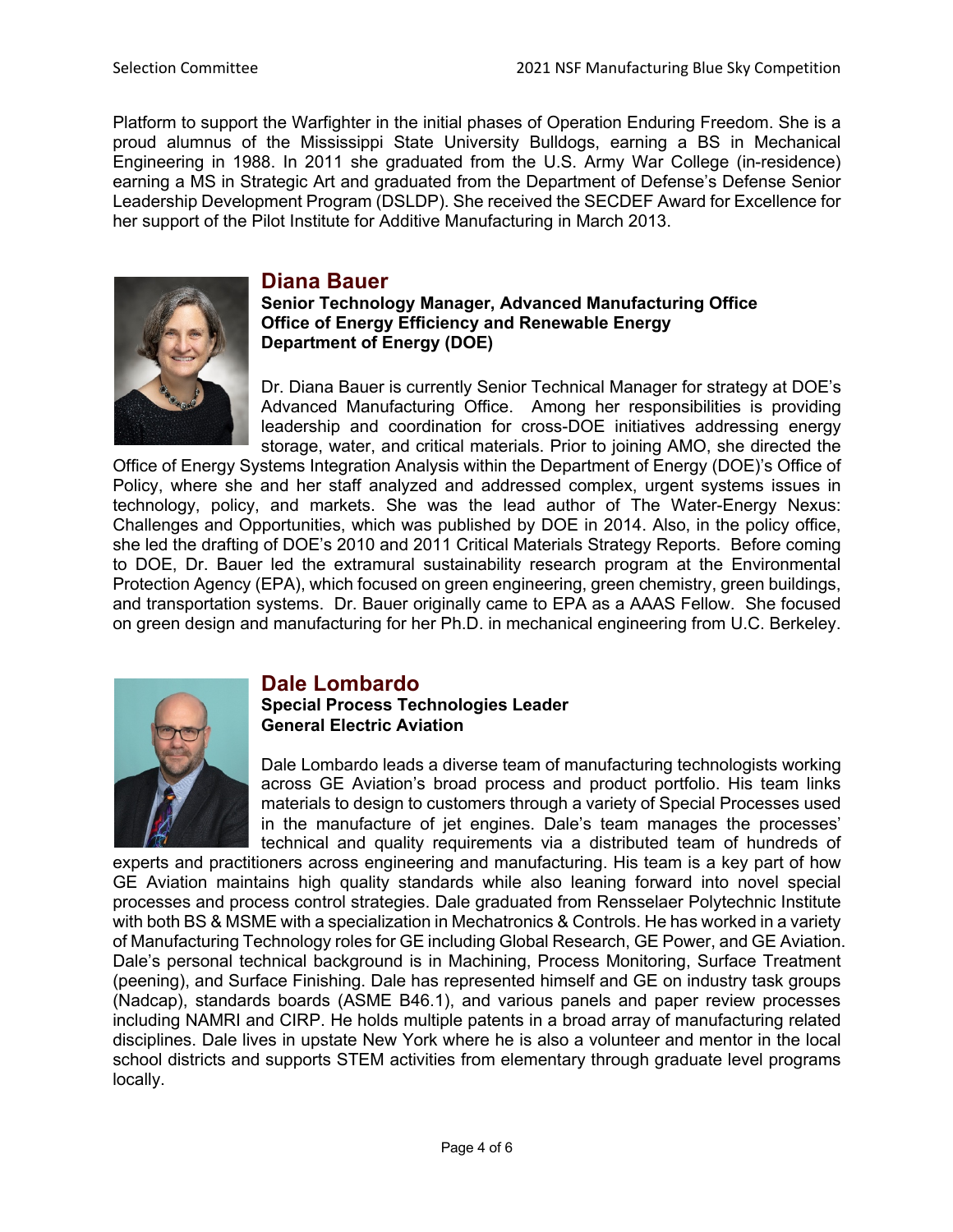Platform to support the Warfighter in the initial phases of Operation Enduring Freedom. She is a proud alumnus of the Mississippi State University Bulldogs, earning a BS in Mechanical Engineering in 1988. In 2011 she graduated from the U.S. Army War College (in-residence) earning a MS in Strategic Art and graduated from the Department of Defense's Defense Senior Leadership Development Program (DSLDP). She received the SECDEF Award for Excellence for her support of the Pilot Institute for Additive Manufacturing in March 2013.

## Diana Bauer

**Senior Technology Manager, Advanced Manufacturing Office**
**Office of Energy Efficiency and Renewable Energy**
**Department of Energy (DOE)**

Dr. Diana Bauer is currently Senior Technical Manager for strategy at DOE's Advanced Manufacturing Office. Among her responsibilities is providing leadership and coordination for cross-DOE initiatives addressing energy storage, water, and critical materials. Prior to joining AMO, she directed the Office of Energy Systems Integration Analysis within the Department of Energy (DOE)'s Office of Policy, where she and her staff analyzed and addressed complex, urgent systems issues in technology, policy, and markets. She was the lead author of The Water-Energy Nexus: Challenges and Opportunities, which was published by DOE in 2014. Also, in the policy office, she led the drafting of DOE's 2010 and 2011 Critical Materials Strategy Reports. Before coming to DOE, Dr. Bauer led the extramural sustainability research program at the Environmental Protection Agency (EPA), which focused on green engineering, green chemistry, green buildings, and transportation systems. Dr. Bauer originally came to EPA as a AAAS Fellow. She focused on green design and manufacturing for her Ph.D. in mechanical engineering from U.C. Berkeley.

## Dale Lombardo

**Special Process Technologies Leader**
**General Electric Aviation**

Dale Lombardo leads a diverse team of manufacturing technologists working across GE Aviation's broad process and product portfolio. His team links materials to design to customers through a variety of Special Processes used in the manufacture of jet engines. Dale's team manages the processes' technical and quality requirements via a distributed team of hundreds of experts and practitioners across engineering and manufacturing. His team is a key part of how GE Aviation maintains high quality standards while also leaning forward into novel special processes and process control strategies. Dale graduated from Rensselaer Polytechnic Institute with both BS & MSME with a specialization in Mechatronics & Controls. He has worked in a variety of Manufacturing Technology roles for GE including Global Research, GE Power, and GE Aviation. Dale's personal technical background is in Machining, Process Monitoring, Surface Treatment (peening), and Surface Finishing. Dale has represented himself and GE on industry task groups (Nadcap), standards boards (ASME B46.1), and various panels and paper review processes including NAMRI and CIRP. He holds multiple patents in a broad array of manufacturing related disciplines. Dale lives in upstate New York where he is also a volunteer and mentor in the local school districts and supports STEM activities from elementary through graduate level programs locally.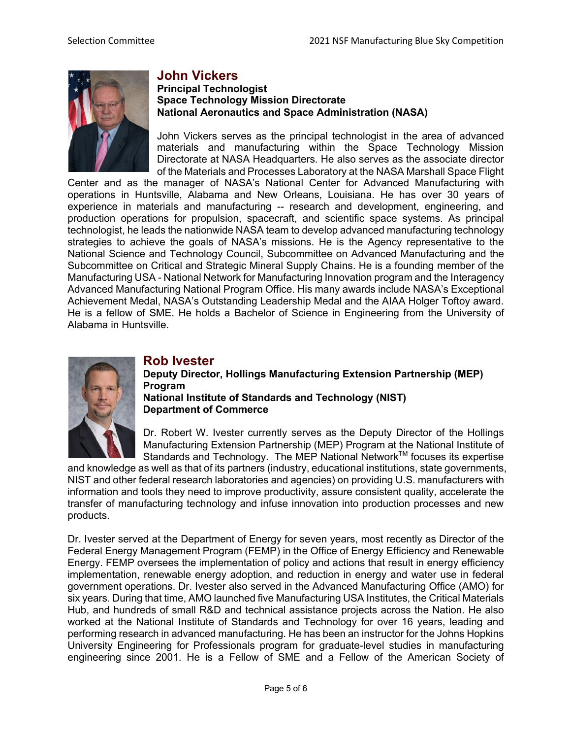## John Vickers

**Principal Technologist**
**Space Technology Mission Directorate**
**National Aeronautics and Space Administration (NASA)**

John Vickers serves as the principal technologist in the area of advanced materials and manufacturing within the Space Technology Mission Directorate at NASA Headquarters. He also serves as the associate director of the Materials and Processes Laboratory at the NASA Marshall Space Flight Center and as the manager of NASA's National Center for Advanced Manufacturing with operations in Huntsville, Alabama and New Orleans, Louisiana. He has over 30 years of experience in materials and manufacturing -- research and development, engineering, and production operations for propulsion, spacecraft, and scientific space systems. As principal technologist, he leads the nationwide NASA team to develop advanced manufacturing technology strategies to achieve the goals of NASA's missions. He is the Agency representative to the National Science and Technology Council, Subcommittee on Advanced Manufacturing and the Subcommittee on Critical and Strategic Mineral Supply Chains. He is a founding member of the Manufacturing USA - National Network for Manufacturing Innovation program and the Interagency Advanced Manufacturing National Program Office. His many awards include NASA's Exceptional Achievement Medal, NASA's Outstanding Leadership Medal and the AIAA Holger Toftoy award. He is a fellow of SME. He holds a Bachelor of Science in Engineering from the University of Alabama in Huntsville.

## Rob Ivester

**Deputy Director, Hollings Manufacturing Extension Partnership (MEP) Program**
**National Institute of Standards and Technology (NIST)**
**Department of Commerce**

Dr. Robert W. Ivester currently serves as the Deputy Director of the Hollings Manufacturing Extension Partnership (MEP) Program at the National Institute of Standards and Technology. The MEP National Network™ focuses its expertise and knowledge as well as that of its partners (industry, educational institutions, state governments, NIST and other federal research laboratories and agencies) on providing U.S. manufacturers with information and tools they need to improve productivity, assure consistent quality, accelerate the transfer of manufacturing technology and infuse innovation into production processes and new products.

Dr. Ivester served at the Department of Energy for seven years, most recently as Director of the Federal Energy Management Program (FEMP) in the Office of Energy Efficiency and Renewable Energy. FEMP oversees the implementation of policy and actions that result in energy efficiency implementation, renewable energy adoption, and reduction in energy and water use in federal government operations. Dr. Ivester also served in the Advanced Manufacturing Office (AMO) for six years. During that time, AMO launched five Manufacturing USA Institutes, the Critical Materials Hub, and hundreds of small R&D and technical assistance projects across the Nation. He also worked at the National Institute of Standards and Technology for over 16 years, leading and performing research in advanced manufacturing. He has been an instructor for the Johns Hopkins University Engineering for Professionals program for graduate-level studies in manufacturing engineering since 2001. He is a Fellow of SME and a Fellow of the American Society of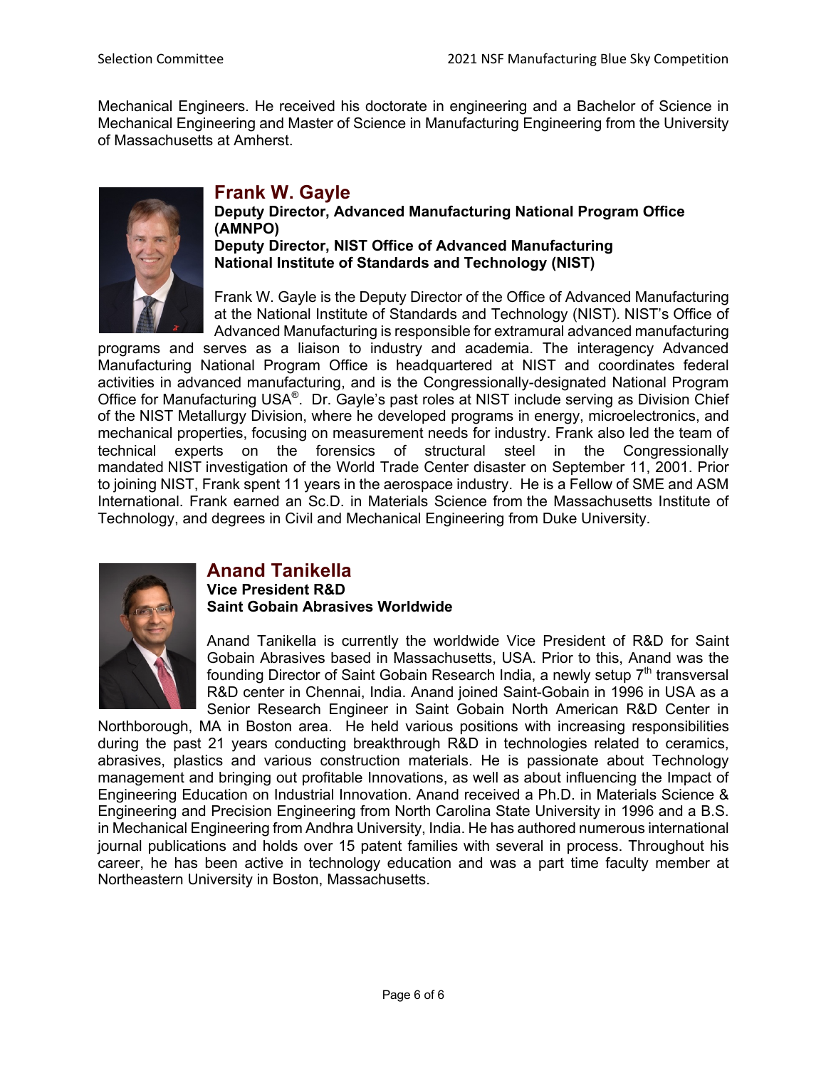Mechanical Engineers. He received his doctorate in engineering and a Bachelor of Science in Mechanical Engineering and Master of Science in Manufacturing Engineering from the University of Massachusetts at Amherst.

## Frank W. Gayle

**Deputy Director, Advanced Manufacturing National Program Office (AMNPO)**
**Deputy Director, NIST Office of Advanced Manufacturing**
**National Institute of Standards and Technology (NIST)**

Frank W. Gayle is the Deputy Director of the Office of Advanced Manufacturing at the National Institute of Standards and Technology (NIST). NIST's Office of Advanced Manufacturing is responsible for extramural advanced manufacturing programs and serves as a liaison to industry and academia. The interagency Advanced Manufacturing National Program Office is headquartered at NIST and coordinates federal activities in advanced manufacturing, and is the Congressionally-designated National Program Office for Manufacturing USA®. Dr. Gayle's past roles at NIST include serving as Division Chief of the NIST Metallurgy Division, where he developed programs in energy, microelectronics, and mechanical properties, focusing on measurement needs for industry. Frank also led the team of technical experts on the forensics of structural steel in the Congressionally mandated NIST investigation of the World Trade Center disaster on September 11, 2001. Prior to joining NIST, Frank spent 11 years in the aerospace industry. He is a Fellow of SME and ASM International. Frank earned an Sc.D. in Materials Science from the Massachusetts Institute of Technology, and degrees in Civil and Mechanical Engineering from Duke University.

## Anand Tanikella

**Vice President R&D**
**Saint Gobain Abrasives Worldwide**

Anand Tanikella is currently the worldwide Vice President of R&D for Saint Gobain Abrasives based in Massachusetts, USA. Prior to this, Anand was the founding Director of Saint Gobain Research India, a newly setup 7th transversal R&D center in Chennai, India. Anand joined Saint-Gobain in 1996 in USA as a Senior Research Engineer in Saint Gobain North American R&D Center in Northborough, MA in Boston area. He held various positions with increasing responsibilities during the past 21 years conducting breakthrough R&D in technologies related to ceramics, abrasives, plastics and various construction materials. He is passionate about Technology management and bringing out profitable Innovations, as well as about influencing the Impact of Engineering Education on Industrial Innovation. Anand received a Ph.D. in Materials Science & Engineering and Precision Engineering from North Carolina State University in 1996 and a B.S. in Mechanical Engineering from Andhra University, India. He has authored numerous international journal publications and holds over 15 patent families with several in process. Throughout his career, he has been active in technology education and was a part time faculty member at Northeastern University in Boston, Massachusetts.